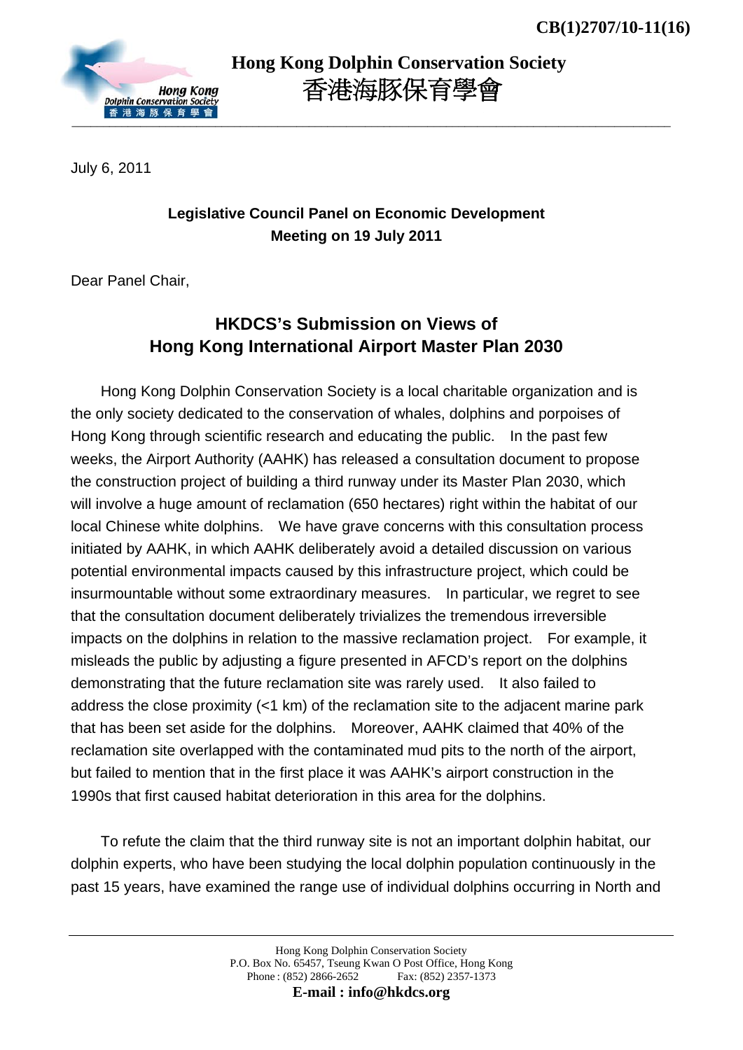CB(1)2707/10-11(16)

**Hong Kong Dolphin Conservation Society**
**香港海豚保育學會**

July 6, 2011

**Legislative Council Panel on Economic Development**
**Meeting on 19 July 2011**

Dear Panel Chair,

## HKDCS's Submission on Views of Hong Kong International Airport Master Plan 2030

Hong Kong Dolphin Conservation Society is a local charitable organization and is the only society dedicated to the conservation of whales, dolphins and porpoises of Hong Kong through scientific research and educating the public. In the past few weeks, the Airport Authority (AAHK) has released a consultation document to propose the construction project of building a third runway under its Master Plan 2030, which will involve a huge amount of reclamation (650 hectares) right within the habitat of our local Chinese white dolphins. We have grave concerns with this consultation process initiated by AAHK, in which AAHK deliberately avoid a detailed discussion on various potential environmental impacts caused by this infrastructure project, which could be insurmountable without some extraordinary measures. In particular, we regret to see that the consultation document deliberately trivializes the tremendous irreversible impacts on the dolphins in relation to the massive reclamation project. For example, it misleads the public by adjusting a figure presented in AFCD's report on the dolphins demonstrating that the future reclamation site was rarely used. It also failed to address the close proximity (<1 km) of the reclamation site to the adjacent marine park that has been set aside for the dolphins. Moreover, AAHK claimed that 40% of the reclamation site overlapped with the contaminated mud pits to the north of the airport, but failed to mention that in the first place it was AAHK's airport construction in the 1990s that first caused habitat deterioration in this area for the dolphins.

To refute the claim that the third runway site is not an important dolphin habitat, our dolphin experts, who have been studying the local dolphin population continuously in the past 15 years, have examined the range use of individual dolphins occurring in North and

Hong Kong Dolphin Conservation Society
P.O. Box No. 65457, Tseung Kwan O Post Office, Hong Kong
Phone : (852) 2866-2652 Fax: (852) 2357-1373
**E-mail : info@hkdcs.org**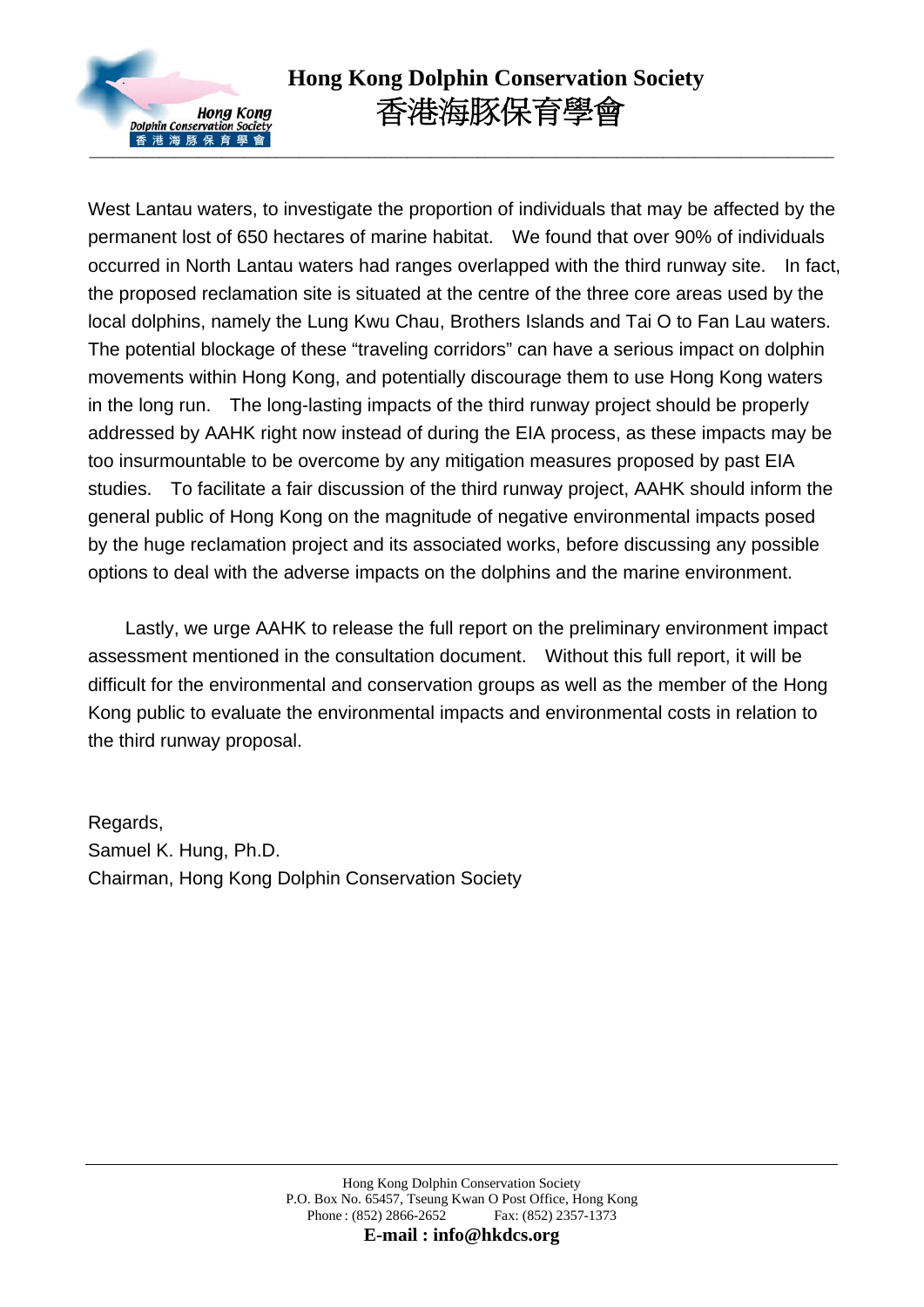West Lantau waters, to investigate the proportion of individuals that may be affected by the permanent lost of 650 hectares of marine habitat. We found that over 90% of individuals occurred in North Lantau waters had ranges overlapped with the third runway site. In fact, the proposed reclamation site is situated at the centre of the three core areas used by the local dolphins, namely the Lung Kwu Chau, Brothers Islands and Tai O to Fan Lau waters. The potential blockage of these "traveling corridors" can have a serious impact on dolphin movements within Hong Kong, and potentially discourage them to use Hong Kong waters in the long run. The long-lasting impacts of the third runway project should be properly addressed by AAHK right now instead of during the EIA process, as these impacts may be too insurmountable to be overcome by any mitigation measures proposed by past EIA studies. To facilitate a fair discussion of the third runway project, AAHK should inform the general public of Hong Kong on the magnitude of negative environmental impacts posed by the huge reclamation project and its associated works, before discussing any possible options to deal with the adverse impacts on the dolphins and the marine environment.

Lastly, we urge AAHK to release the full report on the preliminary environment impact assessment mentioned in the consultation document. Without this full report, it will be difficult for the environmental and conservation groups as well as the member of the Hong Kong public to evaluate the environmental impacts and environmental costs in relation to the third runway proposal.

Regards,
Samuel K. Hung, Ph.D.
Chairman, Hong Kong Dolphin Conservation Society